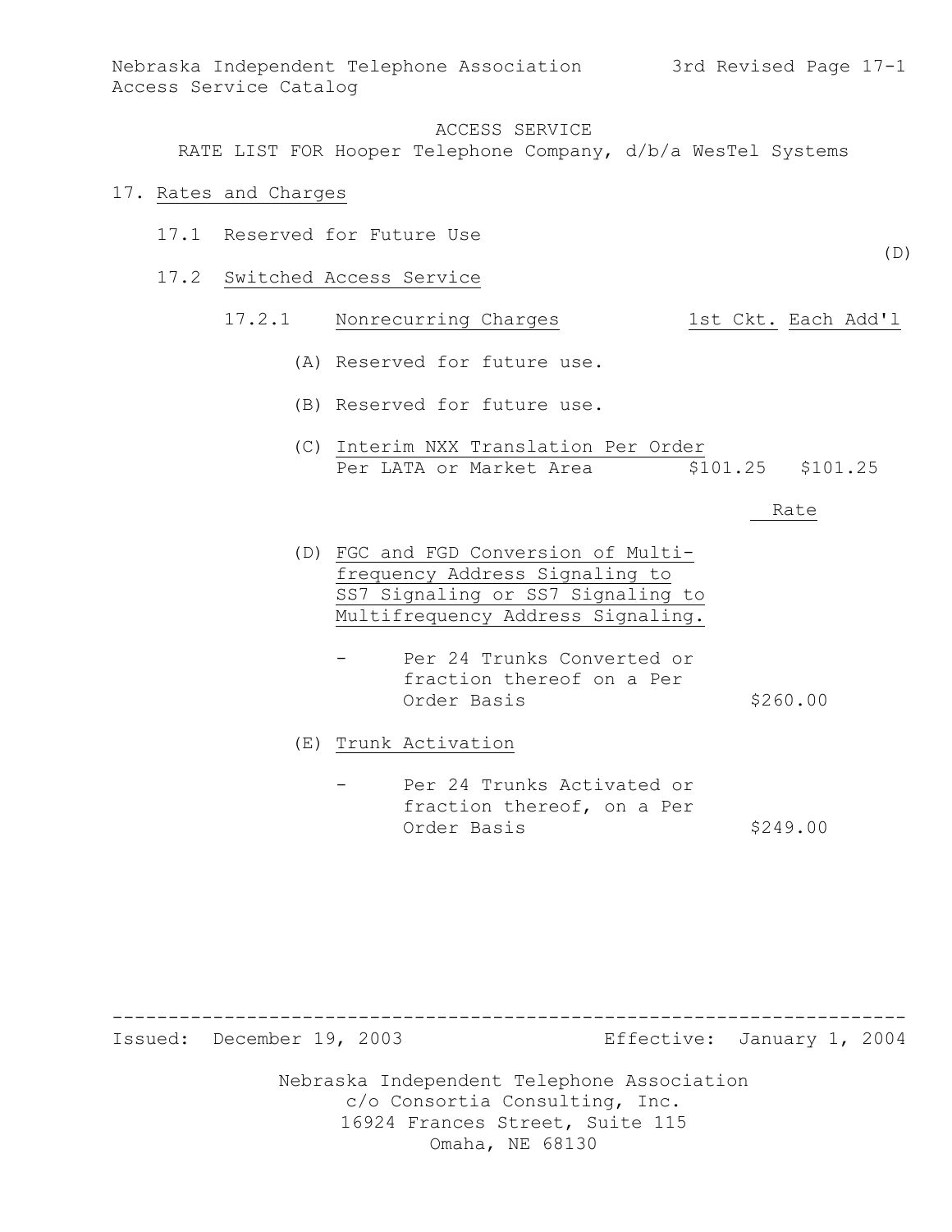Nebraska Independent Telephone Association
Access Service Catalog

3rd Revised Page 17-1

ACCESS SERVICE
RATE LIST FOR Hooper Telephone Company, d/b/a WesTel Systems

## 17. Rates and Charges

### 17.1 Reserved for Future Use

(D)

### 17.2 Switched Access Service

#### 17.2.1 Nonrecurring Charges

| | 1st Ckt. | Each Add'l |
|---|---|---|
| (A) Reserved for future use. | | |
| (B) Reserved for future use. | | |
| (C) Interim NXX Translation Per Order Per LATA or Market Area | $101.25 | $101.25 |

| | Rate |
|---|---|
| (D) FGC and FGD Conversion of Multi-frequency Address Signaling to SS7 Signaling or SS7 Signaling to Multifrequency Address Signaling. | |
| - Per 24 Trunks Converted or fraction thereof on a Per Order Basis | $260.00 |
| (E) Trunk Activation | |
| - Per 24 Trunks Activated or fraction thereof, on a Per Order Basis | $249.00 |

Issued: December 19, 2003

Effective: January 1, 2004

Nebraska Independent Telephone Association
c/o Consortia Consulting, Inc.
16924 Frances Street, Suite 115
Omaha, NE 68130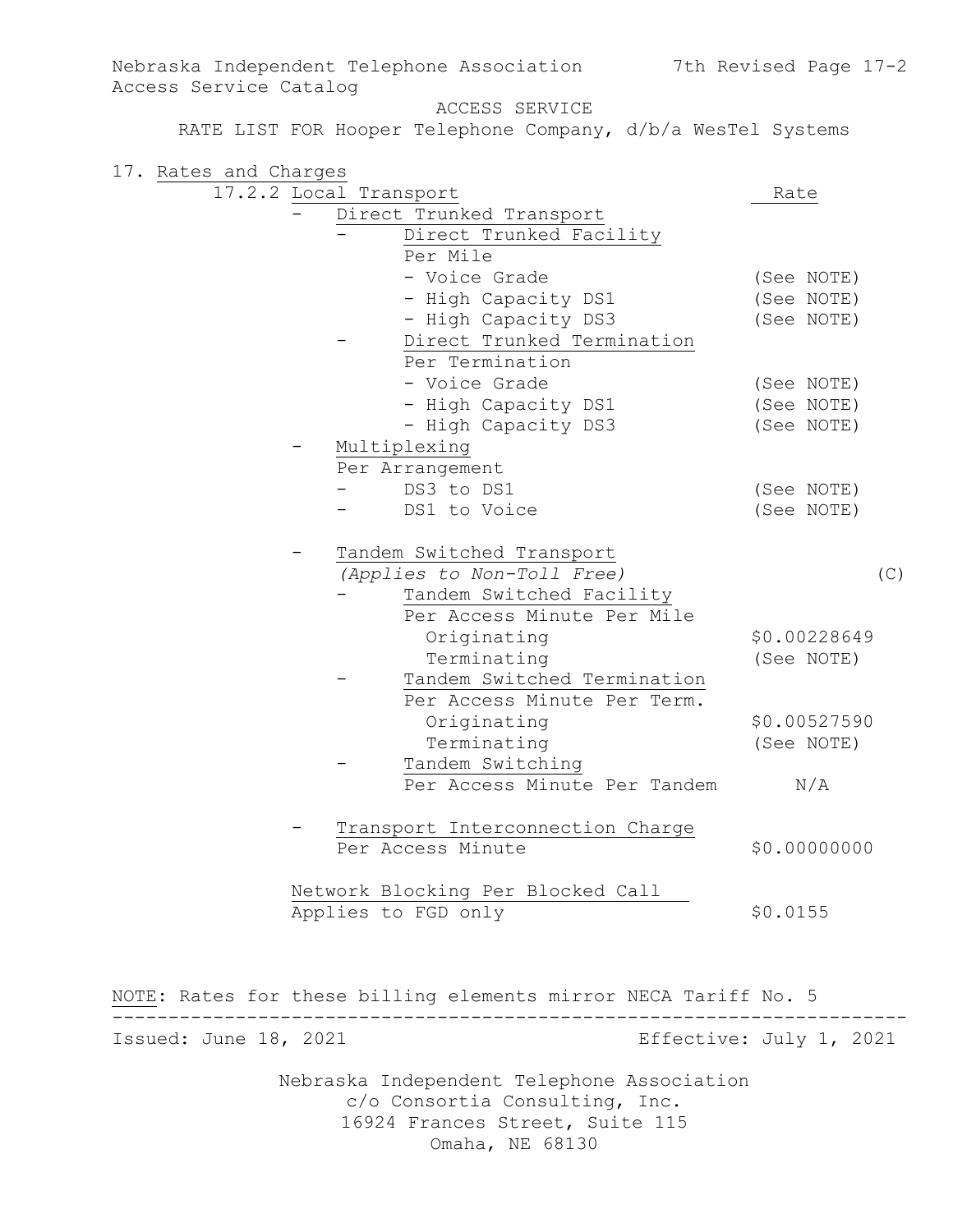Nebraska Independent Telephone Association
Access Service Catalog

ACCESS SERVICE
RATE LIST FOR Hooper Telephone Company, d/b/a WesTel Systems

17. Rates and Charges

17.2.2 Local Transport

| | Rate |
|---|---|
| - Direct Trunked Transport | |
| - Direct Trunked Facility | |
| Per Mile | |
| - Voice Grade | (See NOTE) |
| - High Capacity DS1 | (See NOTE) |
| - High Capacity DS3 | (See NOTE) |
| - Direct Trunked Termination | |
| Per Termination | |
| - Voice Grade | (See NOTE) |
| - High Capacity DS1 | (See NOTE) |
| - High Capacity DS3 | (See NOTE) |
| - Multiplexing | |
| Per Arrangement | |
| - DS3 to DS1 | (See NOTE) |
| - DS1 to Voice | (See NOTE) |
| - Tandem Switched Transport | |
| *(Applies to Non-Toll Free)* | (C) |
| - Tandem Switched Facility | |
| Per Access Minute Per Mile | |
| Originating | $0.00228649 |
| Terminating | (See NOTE) |
| - Tandem Switched Termination | |
| Per Access Minute Per Term. | |
| Originating | $0.00527590 |
| Terminating | (See NOTE) |
| - Tandem Switching | |
| Per Access Minute Per Tandem | N/A |
| - Transport Interconnection Charge | |
| Per Access Minute | $0.00000000 |
| Network Blocking Per Blocked Call | |
| Applies to FGD only | $0.0155 |

NOTE: Rates for these billing elements mirror NECA Tariff No. 5

Issued: June 18, 2021 Effective: July 1, 2021

Nebraska Independent Telephone Association
c/o Consortia Consulting, Inc.
16924 Frances Street, Suite 115
Omaha, NE 68130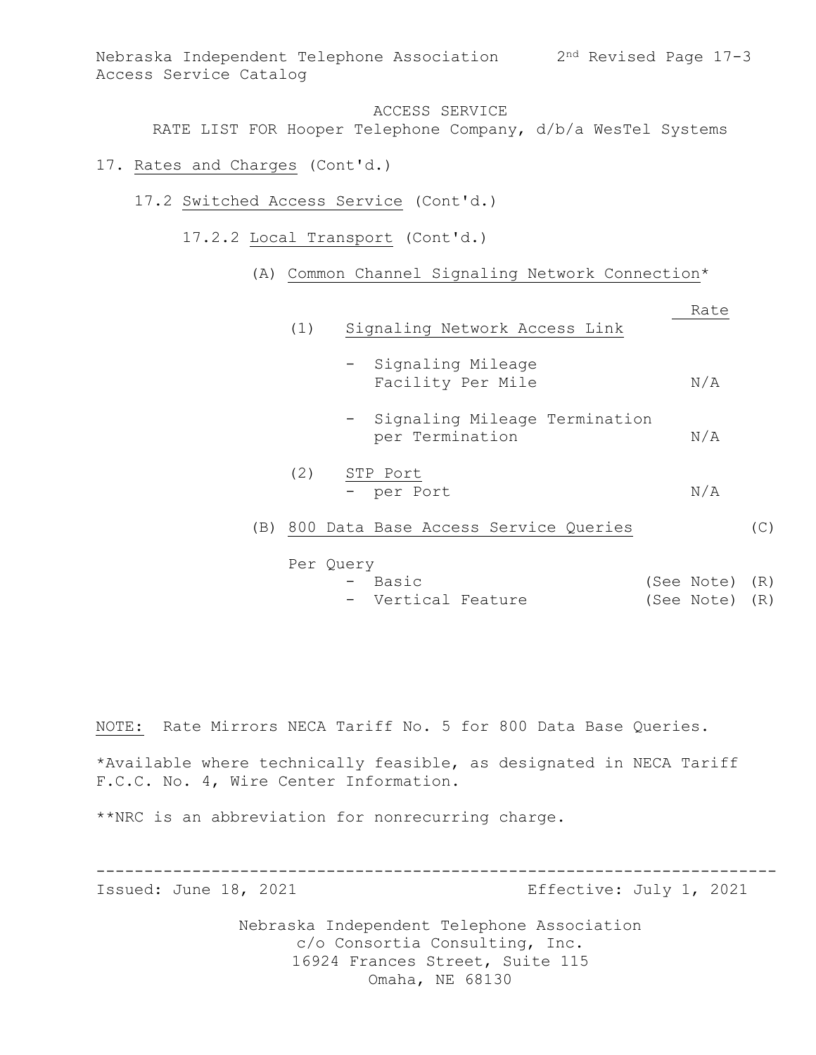ACCESS SERVICE

RATE LIST FOR Hooper Telephone Company, d/b/a WesTel Systems

17. Rates and Charges (Cont'd.)

17.2 Switched Access Service (Cont'd.)

17.2.2 Local Transport (Cont'd.)

(A) Common Channel Signaling Network Connection*

| | Rate | |
|---|---|---|
| (1) Signaling Network Access Link | | |
| - Signaling Mileage Facility Per Mile | N/A | |
| - Signaling Mileage Termination per Termination | N/A | |
| (2) STP Port | | |
| - per Port | N/A | |
| (B) 800 Data Base Access Service Queries | | (C) |
| Per Query | | |
| - Basic | (See Note) | (R) |
| - Vertical Feature | (See Note) | (R) |

NOTE: Rate Mirrors NECA Tariff No. 5 for 800 Data Base Queries.

*Available where technically feasible, as designated in NECA Tariff F.C.C. No. 4, Wire Center Information.

**NRC is an abbreviation for nonrecurring charge.

Issued: June 18, 2021 Effective: July 1, 2021

Nebraska Independent Telephone Association
c/o Consortia Consulting, Inc.
16924 Frances Street, Suite 115
Omaha, NE 68130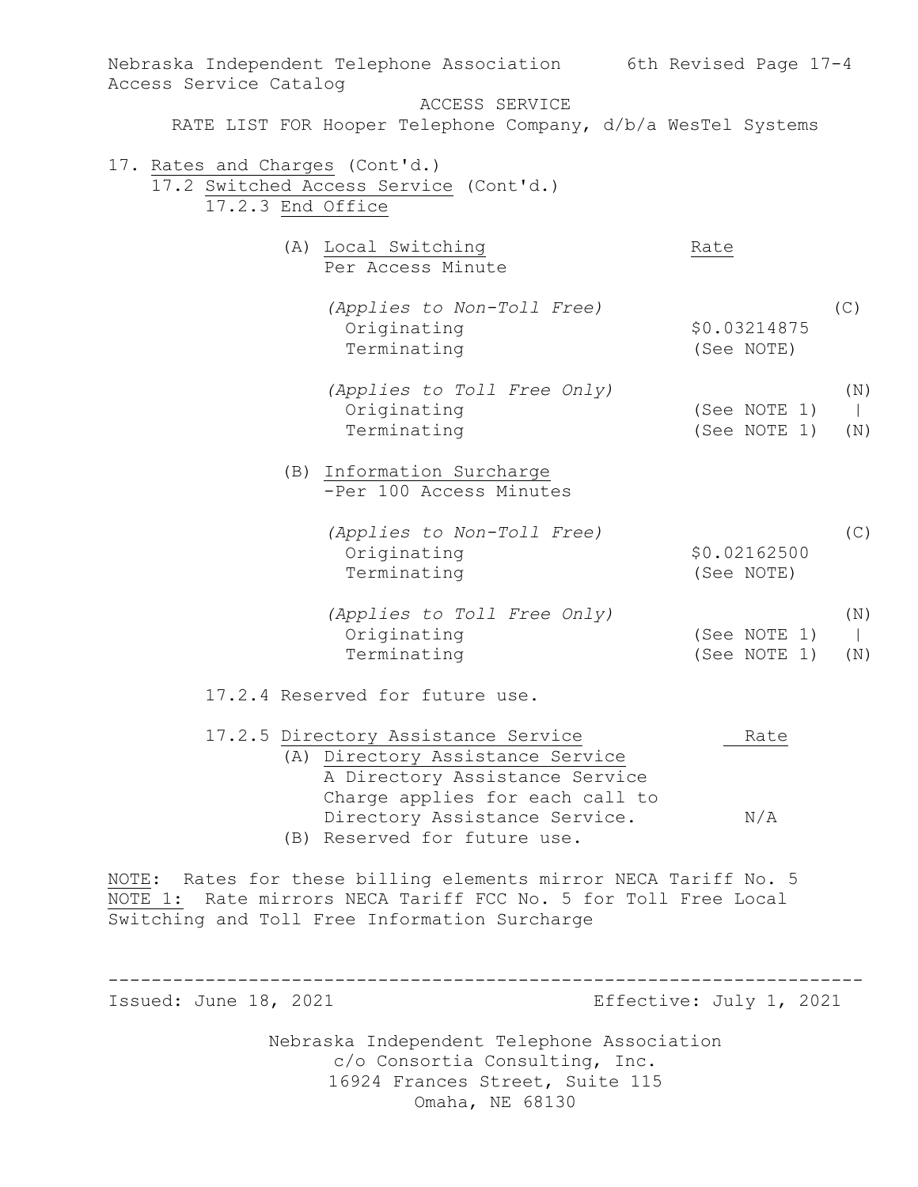Nebraska Independent Telephone Association — 6th Revised Page 17-4

Access Service Catalog

ACCESS SERVICE

RATE LIST FOR Hooper Telephone Company, d/b/a WesTel Systems

17. Rates and Charges (Cont'd.)

17.2 Switched Access Service (Cont'd.)

17.2.3 End Office

| (A) Local Switching<br>Per Access Minute | Rate | |
|---|---|---|
| *(Applies to Non-Toll Free)* | | (C) |
| Originating | $0.03214875 | |
| Terminating | (See NOTE) | |
| *(Applies to Toll Free Only)* | | (N) |
| Originating | (See NOTE 1) | \| |
| Terminating | (See NOTE 1) | (N) |

| (B) Information Surcharge<br>-Per 100 Access Minutes | | |
|---|---|---|
| *(Applies to Non-Toll Free)* | | (C) |
| Originating | $0.02162500 | |
| Terminating | (See NOTE) | |
| *(Applies to Toll Free Only)* | | (N) |
| Originating | (See NOTE 1) | \| |
| Terminating | (See NOTE 1) | (N) |

17.2.4 Reserved for future use.

| 17.2.5 Directory Assistance Service | Rate |
|---|---|
| (A) Directory Assistance Service<br>A Directory Assistance Service Charge applies for each call to Directory Assistance Service. | N/A |
| (B) Reserved for future use. | |

NOTE: Rates for these billing elements mirror NECA Tariff No. 5

NOTE 1: Rate mirrors NECA Tariff FCC No. 5 for Toll Free Local Switching and Toll Free Information Surcharge

Issued: June 18, 2021 — Effective: July 1, 2021

Nebraska Independent Telephone Association
c/o Consortia Consulting, Inc.
16924 Frances Street, Suite 115
Omaha, NE 68130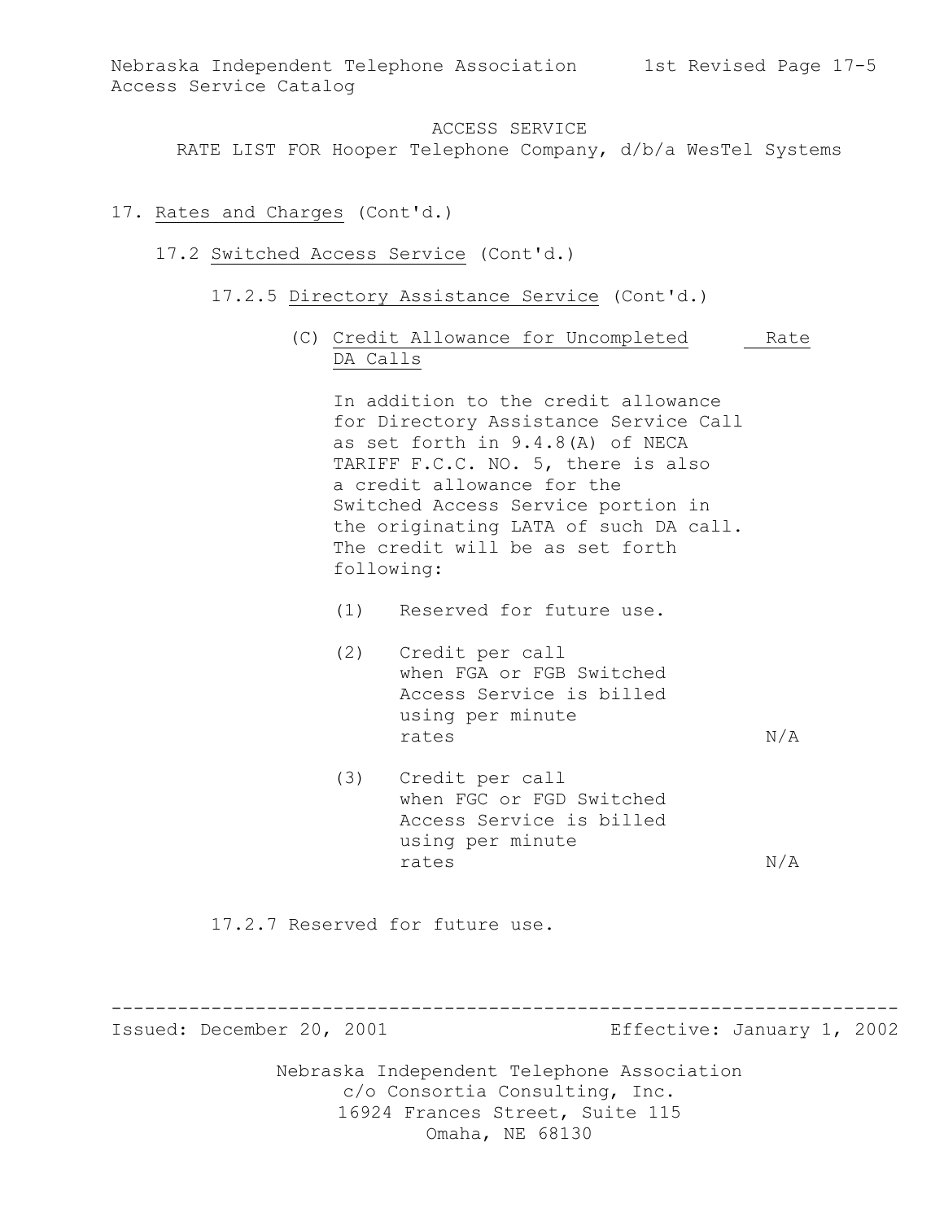ACCESS SERVICE
RATE LIST FOR Hooper Telephone Company, d/b/a WesTel Systems

# 17. Rates and Charges (Cont'd.)

## 17.2 Switched Access Service (Cont'd.)

### 17.2.5 Directory Assistance Service (Cont'd.)

(C) Credit Allowance for Uncompleted DA Calls — Rate

In addition to the credit allowance for Directory Assistance Service Call as set forth in 9.4.8(A) of NECA TARIFF F.C.C. NO. 5, there is also a credit allowance for the Switched Access Service portion in the originating LATA of such DA call. The credit will be as set forth following:

| | Credit Allowance for Uncompleted DA Calls | Rate |
|---|---|---|
| (1) | Reserved for future use. | |
| (2) | Credit per call when FGA or FGB Switched Access Service is billed using per minute rates | N/A |
| (3) | Credit per call when FGC or FGD Switched Access Service is billed using per minute rates | N/A |

### 17.2.7 Reserved for future use.

Issued: December 20, 2001 Effective: January 1, 2002

Nebraska Independent Telephone Association
c/o Consortia Consulting, Inc.
16924 Frances Street, Suite 115
Omaha, NE 68130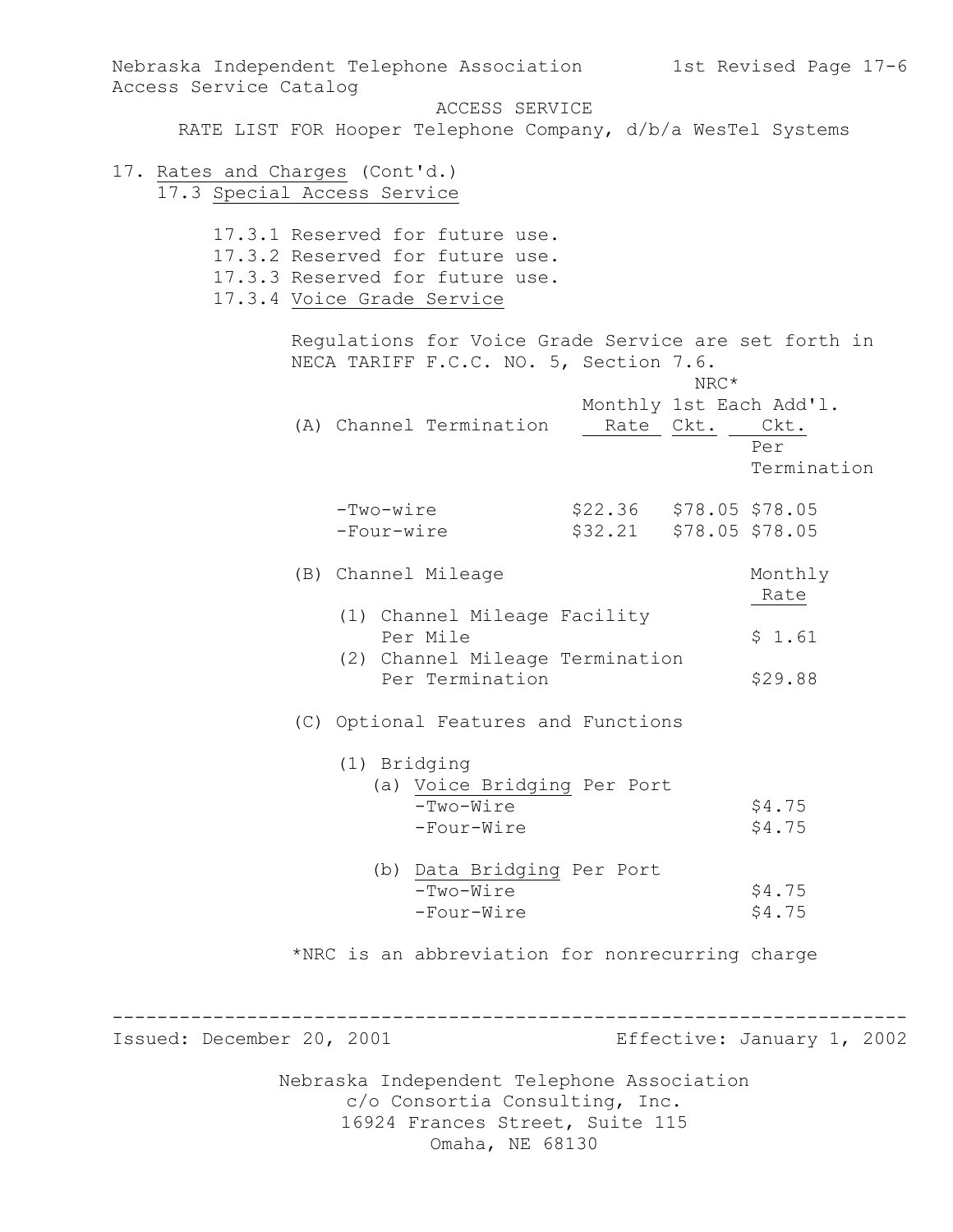ACCESS SERVICE

RATE LIST FOR Hooper Telephone Company, d/b/a WesTel Systems

17. Rates and Charges (Cont'd.)

17.3 Special Access Service

17.3.1 Reserved for future use.

17.3.2 Reserved for future use.

17.3.3 Reserved for future use.

17.3.4 Voice Grade Service

Regulations for Voice Grade Service are set forth in NECA TARIFF F.C.C. NO. 5, Section 7.6.

| (A) Channel Termination | Monthly Rate | NRC* 1st Ckt. | NRC* Each Add'l. Ckt. Per Termination |
|---|---|---|---|
| -Two-wire | $22.36 | $78.05 | $78.05 |
| -Four-wire | $32.21 | $78.05 | $78.05 |

| (B) Channel Mileage | Monthly Rate |
|---|---|
| (1) Channel Mileage Facility Per Mile | $ 1.61 |
| (2) Channel Mileage Termination Per Termination | $29.88 |

(C) Optional Features and Functions

(1) Bridging

| (a) Voice Bridging Per Port | |
|---|---|
| -Two-Wire | $4.75 |
| -Four-Wire | $4.75 |

| (b) Data Bridging Per Port | |
|---|---|
| -Two-Wire | $4.75 |
| -Four-Wire | $4.75 |

*NRC is an abbreviation for nonrecurring charge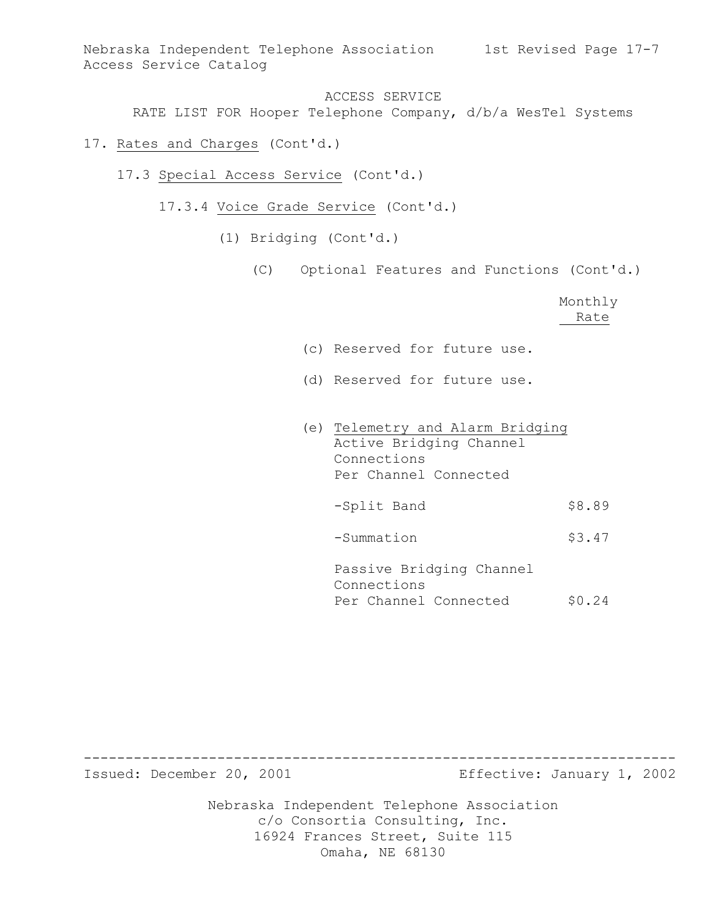ACCESS SERVICE
RATE LIST FOR Hooper Telephone Company, d/b/a WesTel Systems

17. Rates and Charges (Cont'd.)

17.3 Special Access Service (Cont'd.)

17.3.4 Voice Grade Service (Cont'd.)

(1) Bridging (Cont'd.)

(C) Optional Features and Functions (Cont'd.)

| | Monthly Rate |
|---|---|
| (c) Reserved for future use. | |
| (d) Reserved for future use. | |
| (e) Telemetry and Alarm Bridging<br>Active Bridging Channel Connections<br>Per Channel Connected | |
| -Split Band | $8.89 |
| -Summation | $3.47 |
| Passive Bridging Channel Connections<br>Per Channel Connected | $0.24 |

Issued: December 20, 2001 Effective: January 1, 2002

Nebraska Independent Telephone Association
c/o Consortia Consulting, Inc.
16924 Frances Street, Suite 115
Omaha, NE 68130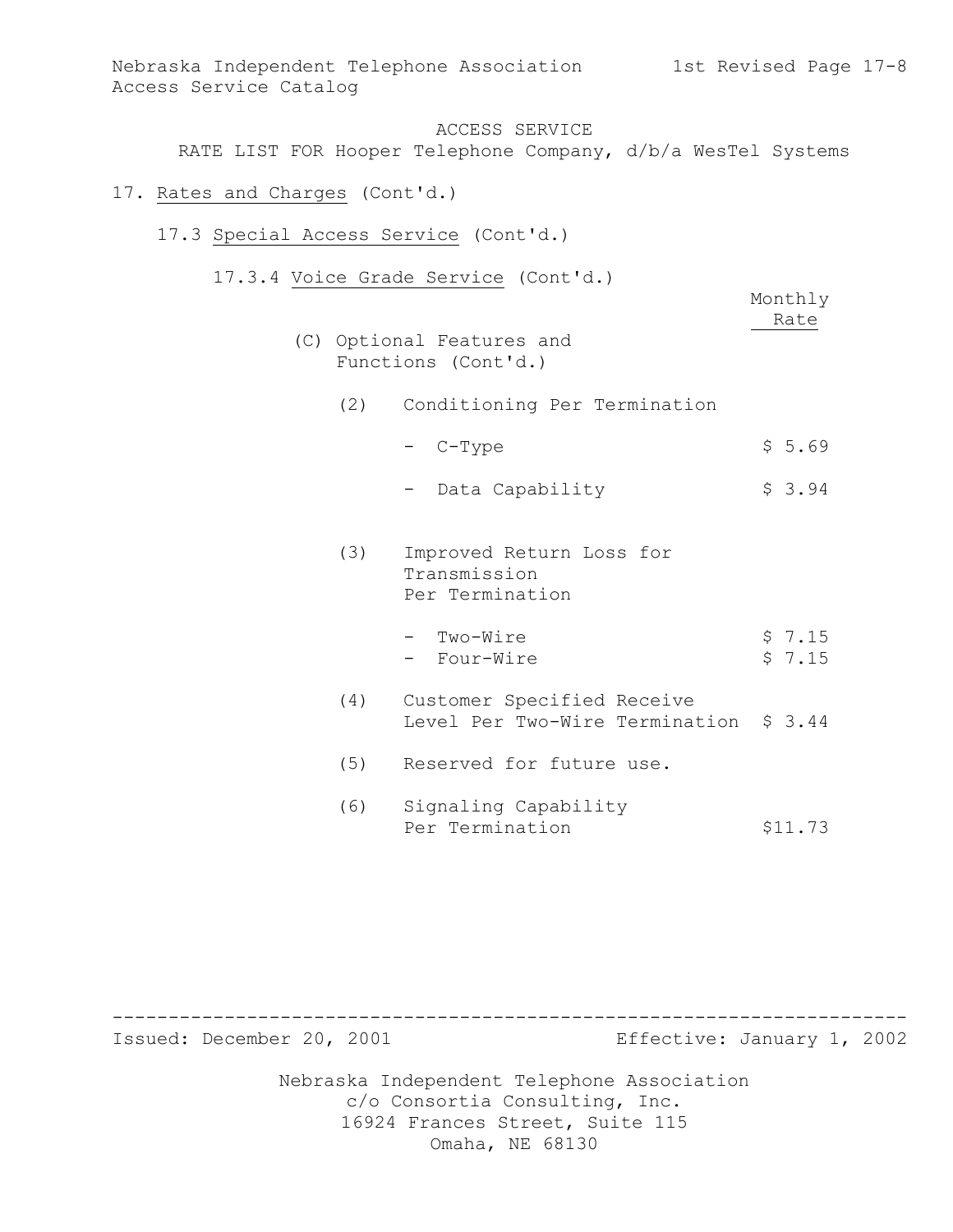ACCESS SERVICE

RATE LIST FOR Hooper Telephone Company, d/b/a WesTel Systems

17. Rates and Charges (Cont'd.)

17.3 Special Access Service (Cont'd.)

17.3.4 Voice Grade Service (Cont'd.)

| | Monthly Rate |
|---|---|
| (C) Optional Features and Functions (Cont'd.) | |
| (2) Conditioning Per Termination | |
| - C-Type | $ 5.69 |
| - Data Capability | $ 3.94 |
| (3) Improved Return Loss for Transmission Per Termination | |
| - Two-Wire | $ 7.15 |
| - Four-Wire | $ 7.15 |
| (4) Customer Specified Receive Level Per Two-Wire Termination | $ 3.44 |
| (5) Reserved for future use. | |
| (6) Signaling Capability Per Termination | $11.73 |

Issued: December 20, 2001 Effective: January 1, 2002

Nebraska Independent Telephone Association
c/o Consortia Consulting, Inc.
16924 Frances Street, Suite 115
Omaha, NE 68130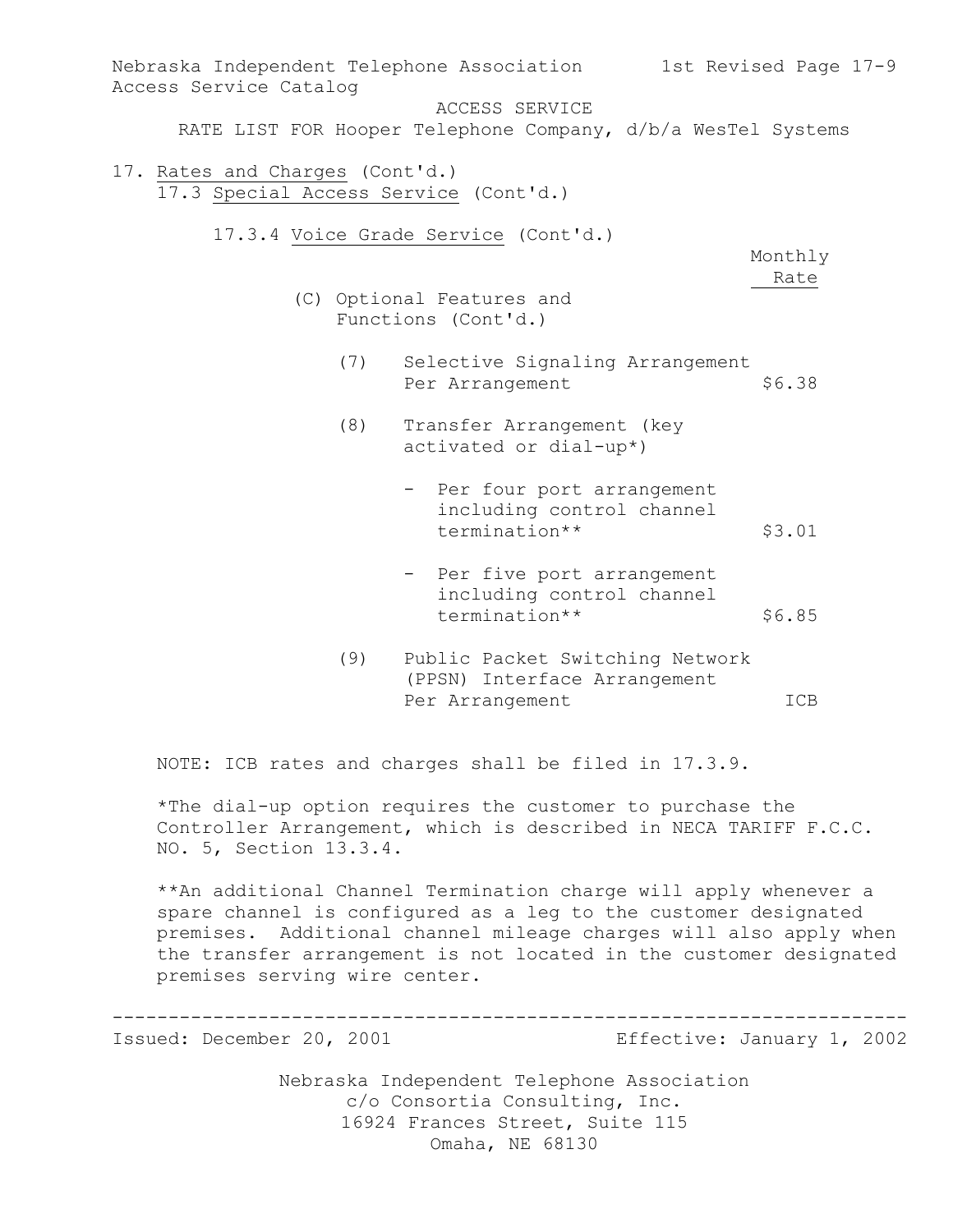ACCESS SERVICE

RATE LIST FOR Hooper Telephone Company, d/b/a WesTel Systems

17. Rates and Charges (Cont'd.)

17.3 Special Access Service (Cont'd.)

17.3.4 Voice Grade Service (Cont'd.)

(C) Optional Features and Functions (Cont'd.)

| | Monthly Rate |
|---|---|
| (7) Selective Signaling Arrangement Per Arrangement | $6.38 |
| (8) Transfer Arrangement (key activated or dial-up*) | |
| - Per four port arrangement including control channel termination** | $3.01 |
| - Per five port arrangement including control channel termination** | $6.85 |
| (9) Public Packet Switching Network (PPSN) Interface Arrangement Per Arrangement | ICB |

NOTE: ICB rates and charges shall be filed in 17.3.9.

*The dial-up option requires the customer to purchase the Controller Arrangement, which is described in NECA TARIFF F.C.C. NO. 5, Section 13.3.4.

**An additional Channel Termination charge will apply whenever a spare channel is configured as a leg to the customer designated premises. Additional channel mileage charges will also apply when the transfer arrangement is not located in the customer designated premises serving wire center.

Issued: December 20, 2001 Effective: January 1, 2002

Nebraska Independent Telephone Association
c/o Consortia Consulting, Inc.
16924 Frances Street, Suite 115
Omaha, NE 68130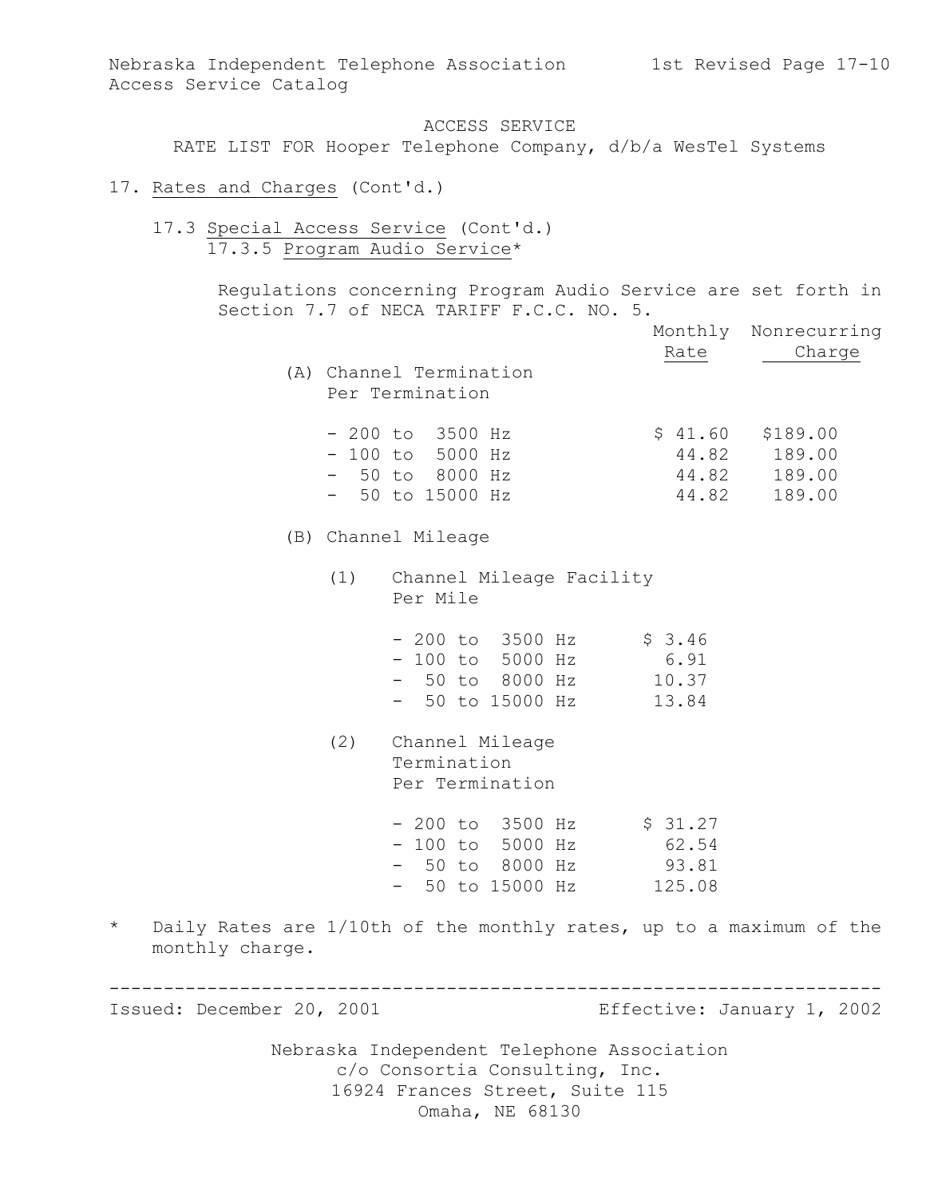ACCESS SERVICE

RATE LIST FOR Hooper Telephone Company, d/b/a WesTel Systems

17. Rates and Charges (Cont'd.)

17.3 Special Access Service (Cont'd.)

17.3.5 Program Audio Service*

Regulations concerning Program Audio Service are set forth in Section 7.7 of NECA TARIFF F.C.C. NO. 5.

| | Monthly Rate | Nonrecurring Charge |
|---|---|---|
| (A) Channel Termination Per Termination | | |
| - 200 to 3500 Hz | $ 41.60 | $189.00 |
| - 100 to 5000 Hz | 44.82 | 189.00 |
| - 50 to 8000 Hz | 44.82 | 189.00 |
| - 50 to 15000 Hz | 44.82 | 189.00 |
| (B) Channel Mileage | | |
| (1) Channel Mileage Facility Per Mile | | |
| - 200 to 3500 Hz | $ 3.46 | |
| - 100 to 5000 Hz | 6.91 | |
| - 50 to 8000 Hz | 10.37 | |
| - 50 to 15000 Hz | 13.84 | |
| (2) Channel Mileage Termination Per Termination | | |
| - 200 to 3500 Hz | $ 31.27 | |
| - 100 to 5000 Hz | 62.54 | |
| - 50 to 8000 Hz | 93.81 | |
| - 50 to 15000 Hz | 125.08 | |

\* Daily Rates are 1/10th of the monthly rates, up to a maximum of the monthly charge.

Issued: December 20, 2001 Effective: January 1, 2002

Nebraska Independent Telephone Association
c/o Consortia Consulting, Inc.
16924 Frances Street, Suite 115
Omaha, NE 68130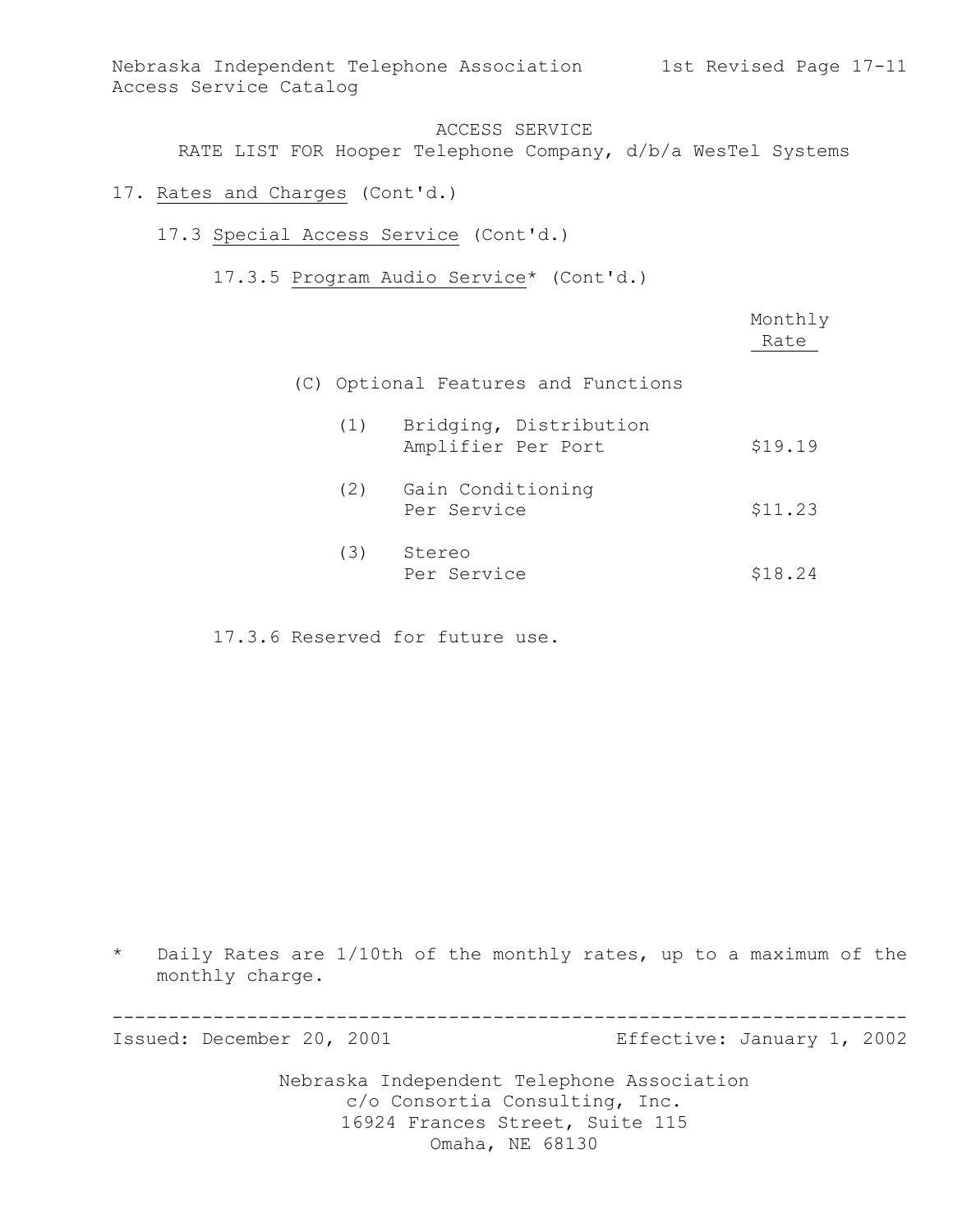ACCESS SERVICE

RATE LIST FOR Hooper Telephone Company, d/b/a WesTel Systems

17. Rates and Charges (Cont'd.)

17.3 Special Access Service (Cont'd.)

17.3.5 Program Audio Service* (Cont'd.)

| | Monthly Rate |
|---|---|
| (C) Optional Features and Functions | |
| (1) Bridging, Distribution Amplifier Per Port | $19.19 |
| (2) Gain Conditioning Per Service | $11.23 |
| (3) Stereo Per Service | $18.24 |

17.3.6 Reserved for future use.

\* Daily Rates are 1/10th of the monthly rates, up to a maximum of the monthly charge.

Issued: December 20, 2001 Effective: January 1, 2002

Nebraska Independent Telephone Association
c/o Consortia Consulting, Inc.
16924 Frances Street, Suite 115
Omaha, NE 68130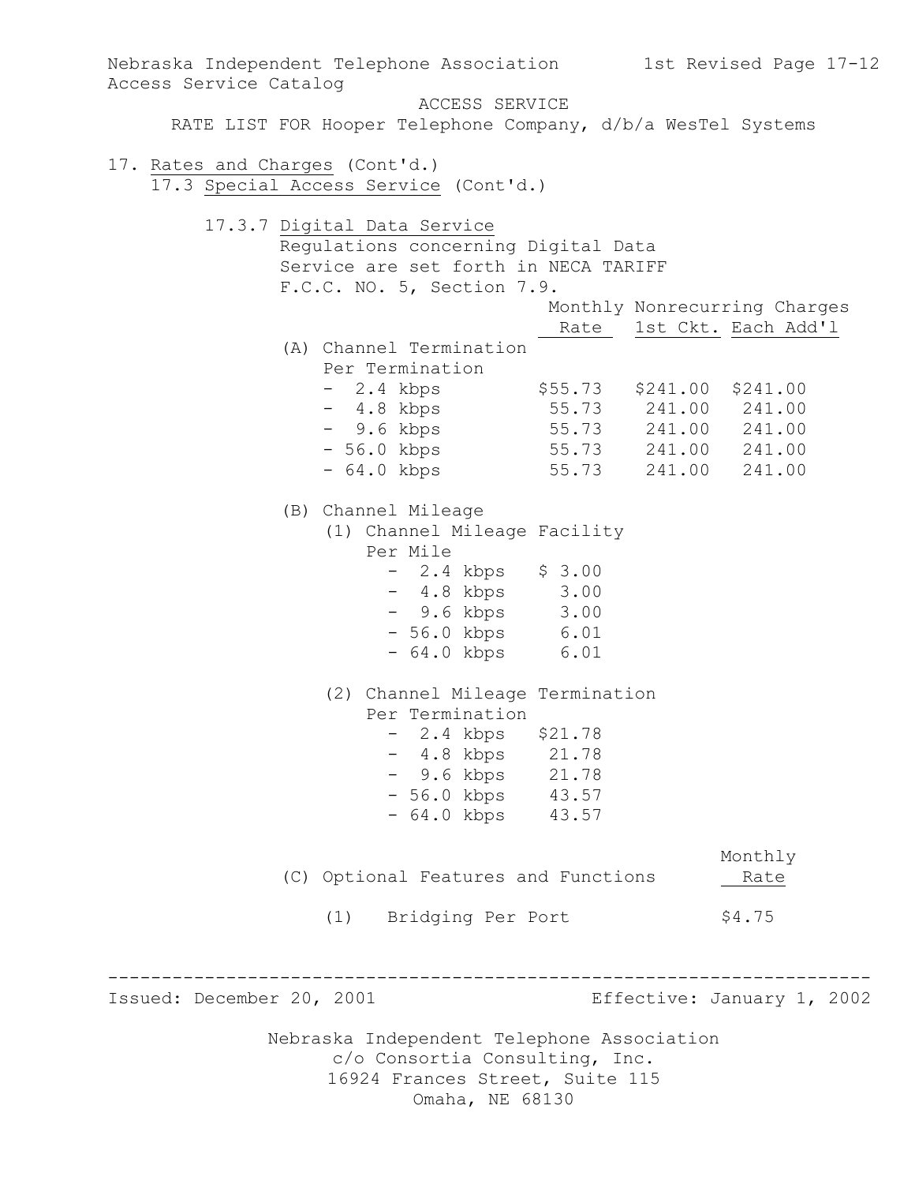ACCESS SERVICE

RATE LIST FOR Hooper Telephone Company, d/b/a WesTel Systems

17. Rates and Charges (Cont'd.)

17.3 Special Access Service (Cont'd.)

17.3.7 Digital Data Service

Regulations concerning Digital Data Service are set forth in NECA TARIFF F.C.C. NO. 5, Section 7.9.

| | Monthly Rate | Nonrecurring Charges 1st Ckt. | Nonrecurring Charges Each Add'l |
|---|---|---|---|
| (A) Channel Termination Per Termination | | | |
| - 2.4 kbps | $55.73 | $241.00 | $241.00 |
| - 4.8 kbps | 55.73 | 241.00 | 241.00 |
| - 9.6 kbps | 55.73 | 241.00 | 241.00 |
| - 56.0 kbps | 55.73 | 241.00 | 241.00 |
| - 64.0 kbps | 55.73 | 241.00 | 241.00 |

(B) Channel Mileage

| | Monthly Rate |
|---|---|
| (1) Channel Mileage Facility Per Mile | |
| - 2.4 kbps | $ 3.00 |
| - 4.8 kbps | 3.00 |
| - 9.6 kbps | 3.00 |
| - 56.0 kbps | 6.01 |
| - 64.0 kbps | 6.01 |
| (2) Channel Mileage Termination Per Termination | |
| - 2.4 kbps | $21.78 |
| - 4.8 kbps | 21.78 |
| - 9.6 kbps | 21.78 |
| - 56.0 kbps | 43.57 |
| - 64.0 kbps | 43.57 |

| (C) Optional Features and Functions | Monthly Rate |
|---|---|
| (1) Bridging Per Port | $4.75 |

Issued: December 20, 2001 Effective: January 1, 2002

Nebraska Independent Telephone Association
c/o Consortia Consulting, Inc.
16924 Frances Street, Suite 115
Omaha, NE 68130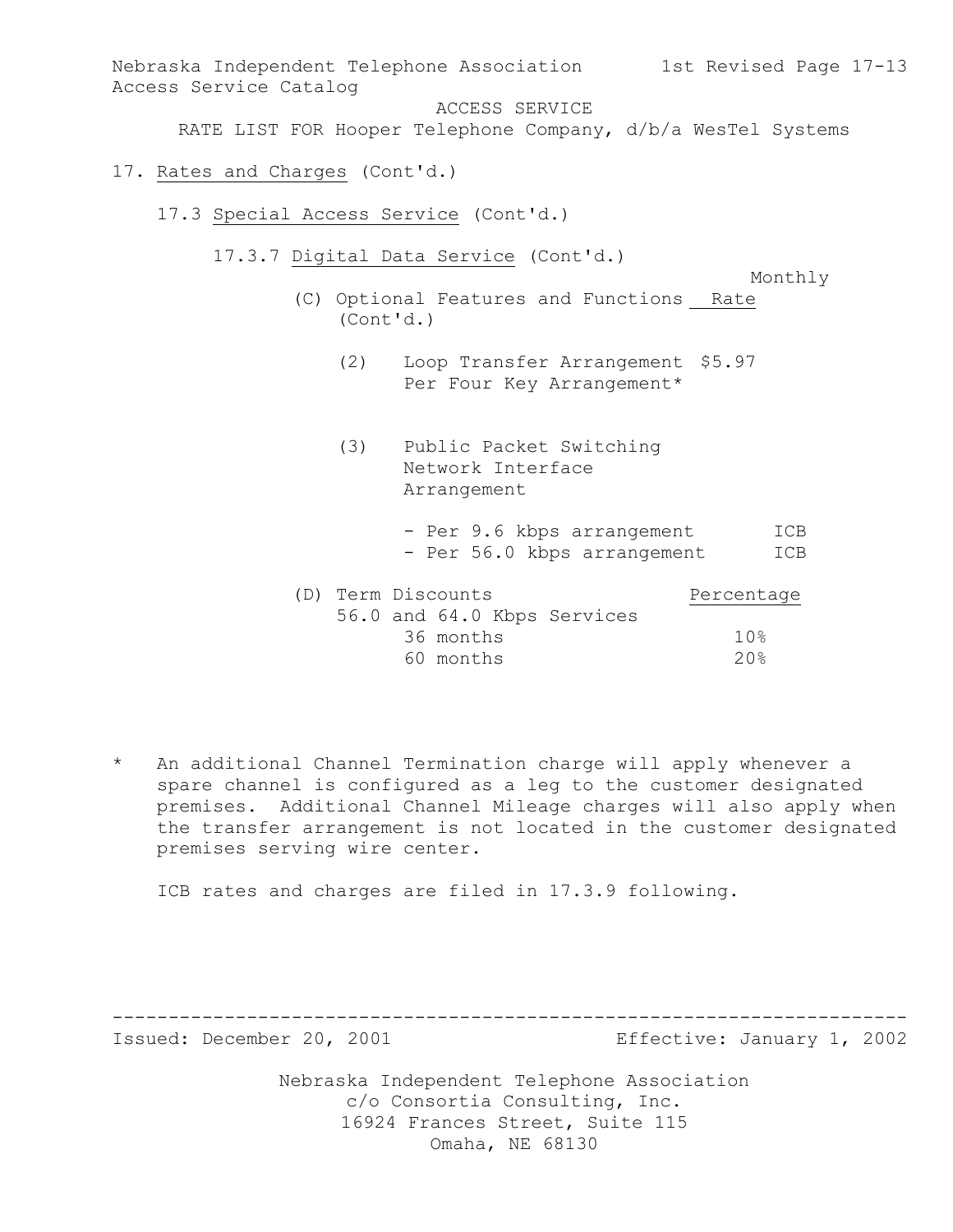## 17. Rates and Charges (Cont'd.)

### 17.3 Special Access Service (Cont'd.)

#### 17.3.7 Digital Data Service (Cont'd.)

| (C) Optional Features and Functions (Cont'd.) | Monthly Rate |
|---|---|
| (2) Loop Transfer Arrangement Per Four Key Arrangement* | $5.97 |
| (3) Public Packet Switching Network Interface Arrangement | |
| - Per 9.6 kbps arrangement | ICB |
| - Per 56.0 kbps arrangement | ICB |

| (D) Term Discounts | Percentage |
|---|---|
| 56.0 and 64.0 Kbps Services | |
| 36 months | 10% |
| 60 months | 20% |

\* An additional Channel Termination charge will apply whenever a spare channel is configured as a leg to the customer designated premises. Additional Channel Mileage charges will also apply when the transfer arrangement is not located in the customer designated premises serving wire center.

ICB rates and charges are filed in 17.3.9 following.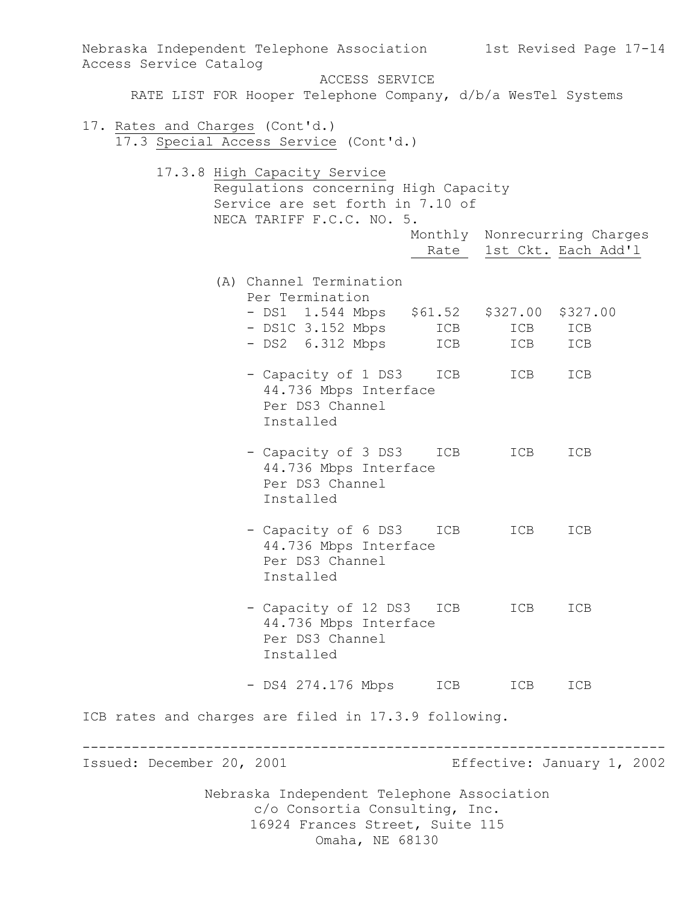Nebraska Independent Telephone Association Access Service Catalog

ACCESS SERVICE

RATE LIST FOR Hooper Telephone Company, d/b/a WesTel Systems

17. Rates and Charges (Cont'd.)

17.3 Special Access Service (Cont'd.)

17.3.8 High Capacity Service

Regulations concerning High Capacity Service are set forth in 7.10 of NECA TARIFF F.C.C. NO. 5.

| | Monthly Rate | Nonrecurring Charges 1st Ckt. | Each Add'l |
|---|---|---|---|
| (A) Channel Termination Per Termination | | | |
| - DS1 1.544 Mbps | $61.52 | $327.00 | $327.00 |
| - DS1C 3.152 Mbps | ICB | ICB | ICB |
| - DS2 6.312 Mbps | ICB | ICB | ICB |
| - Capacity of 1 DS3 44.736 Mbps Interface Per DS3 Channel Installed | ICB | ICB | ICB |
| - Capacity of 3 DS3 44.736 Mbps Interface Per DS3 Channel Installed | ICB | ICB | ICB |
| - Capacity of 6 DS3 44.736 Mbps Interface Per DS3 Channel Installed | ICB | ICB | ICB |
| - Capacity of 12 DS3 44.736 Mbps Interface Per DS3 Channel Installed | ICB | ICB | ICB |
| - DS4 274.176 Mbps | ICB | ICB | ICB |

ICB rates and charges are filed in 17.3.9 following.

Issued: December 20, 2001 Effective: January 1, 2002

Nebraska Independent Telephone Association
c/o Consortia Consulting, Inc.
16924 Frances Street, Suite 115
Omaha, NE 68130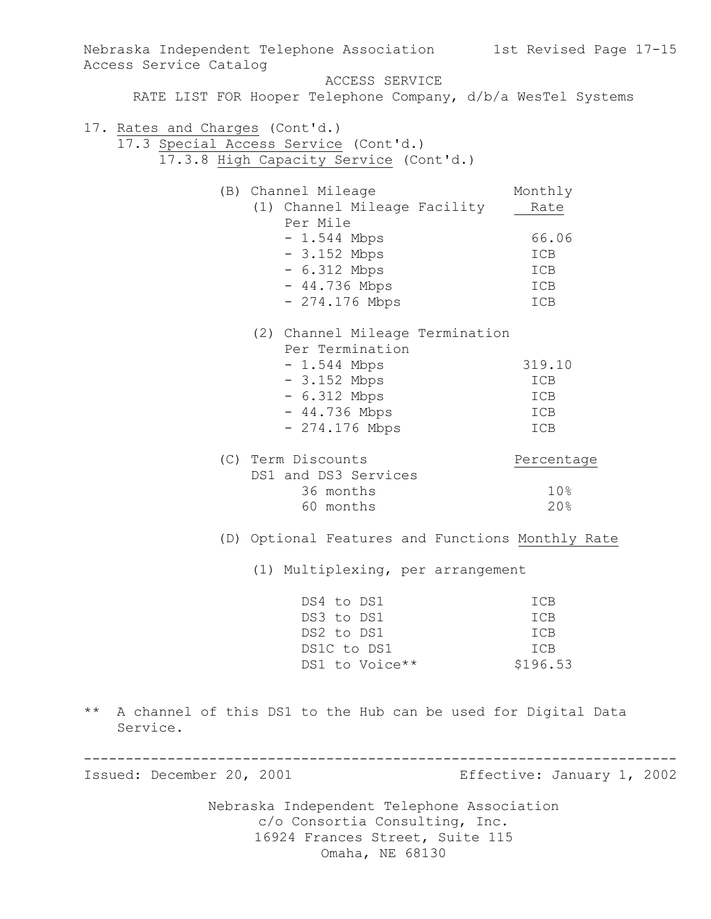ACCESS SERVICE

RATE LIST FOR Hooper Telephone Company, d/b/a WesTel Systems

17. Rates and Charges (Cont'd.)

17.3 Special Access Service (Cont'd.)

17.3.8 High Capacity Service (Cont'd.)

(B) Channel Mileage

| | Monthly Rate |
|---|---|
| (1) Channel Mileage Facility Per Mile | |
| - 1.544 Mbps | 66.06 |
| - 3.152 Mbps | ICB |
| - 6.312 Mbps | ICB |
| - 44.736 Mbps | ICB |
| - 274.176 Mbps | ICB |
| (2) Channel Mileage Termination Per Termination | |
| - 1.544 Mbps | 319.10 |
| - 3.152 Mbps | ICB |
| - 6.312 Mbps | ICB |
| - 44.736 Mbps | ICB |
| - 274.176 Mbps | ICB |

(C) Term Discounts

| DS1 and DS3 Services | Percentage |
|---|---|
| 36 months | 10% |
| 60 months | 20% |

(D) Optional Features and Functions

(1) Multiplexing, per arrangement

| | Monthly Rate |
|---|---|
| DS4 to DS1 | ICB |
| DS3 to DS1 | ICB |
| DS2 to DS1 | ICB |
| DS1C to DS1 | ICB |
| DS1 to Voice** | $196.53 |

** A channel of this DS1 to the Hub can be used for Digital Data Service.

Issued: December 20, 2001 Effective: January 1, 2002

Nebraska Independent Telephone Association
c/o Consortia Consulting, Inc.
16924 Frances Street, Suite 115
Omaha, NE 68130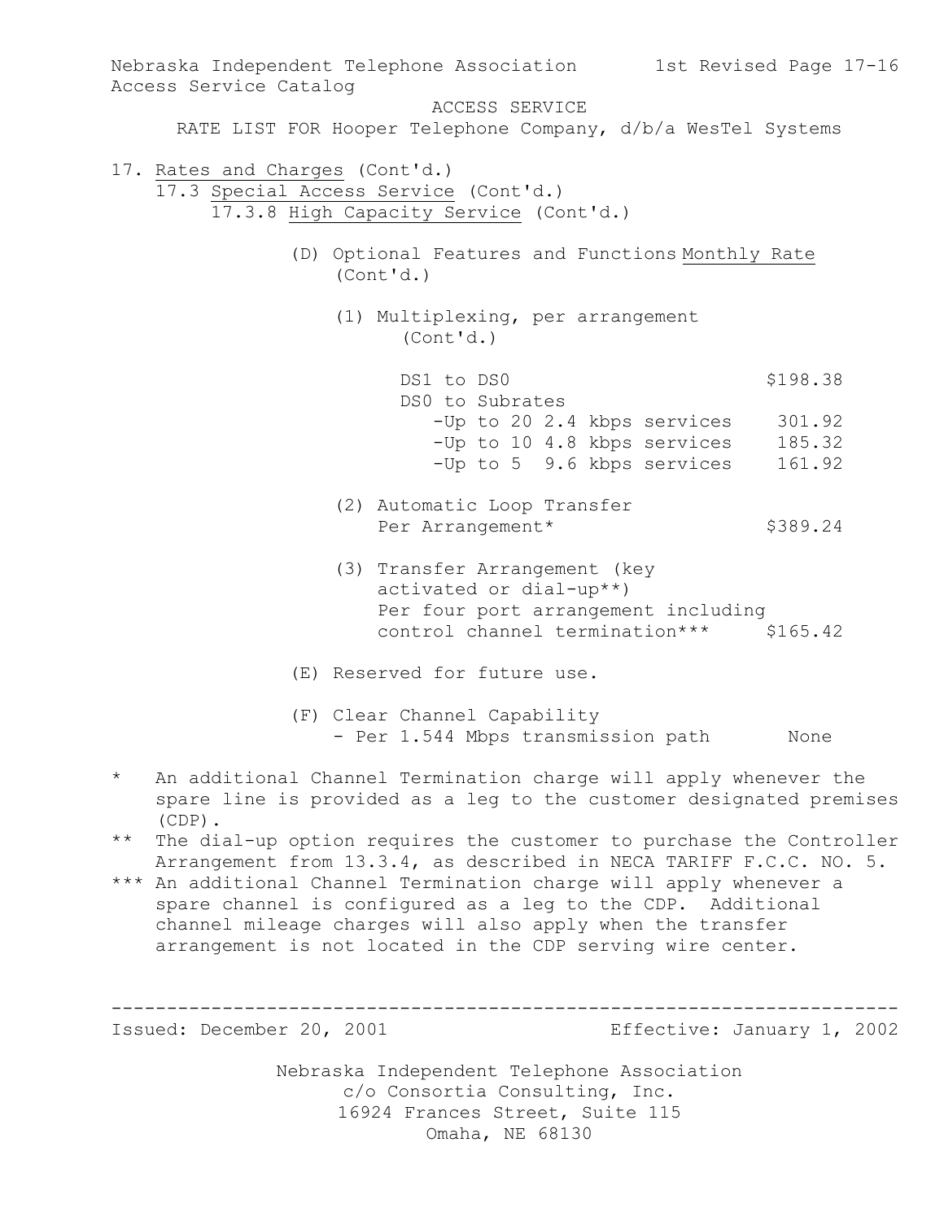ACCESS SERVICE

RATE LIST FOR Hooper Telephone Company, d/b/a WesTel Systems

17. Rates and Charges (Cont'd.)
    17.3 Special Access Service (Cont'd.)
        17.3.8 High Capacity Service (Cont'd.)

(D) Optional Features and Functions (Cont'd.)

| | Monthly Rate |
|---|---|
| (1) Multiplexing, per arrangement (Cont'd.) | |
| DS1 to DS0 | $198.38 |
| DS0 to Subrates | |
| -Up to 20 2.4 kbps services | 301.92 |
| -Up to 10 4.8 kbps services | 185.32 |
| -Up to 5 9.6 kbps services | 161.92 |
| (2) Automatic Loop Transfer Per Arrangement* | $389.24 |
| (3) Transfer Arrangement (key activated or dial-up**) Per four port arrangement including control channel termination*** | $165.42 |

(E) Reserved for future use.

(F) Clear Channel Capability

| | |
|---|---|
| - Per 1.544 Mbps transmission path | None |

\* An additional Channel Termination charge will apply whenever the spare line is provided as a leg to the customer designated premises (CDP).

\*\* The dial-up option requires the customer to purchase the Controller Arrangement from 13.3.4, as described in NECA TARIFF F.C.C. NO. 5.

\*\*\* An additional Channel Termination charge will apply whenever a spare channel is configured as a leg to the CDP. Additional channel mileage charges will also apply when the transfer arrangement is not located in the CDP serving wire center.

Issued: December 20, 2001 Effective: January 1, 2002

Nebraska Independent Telephone Association
c/o Consortia Consulting, Inc.
16924 Frances Street, Suite 115
Omaha, NE 68130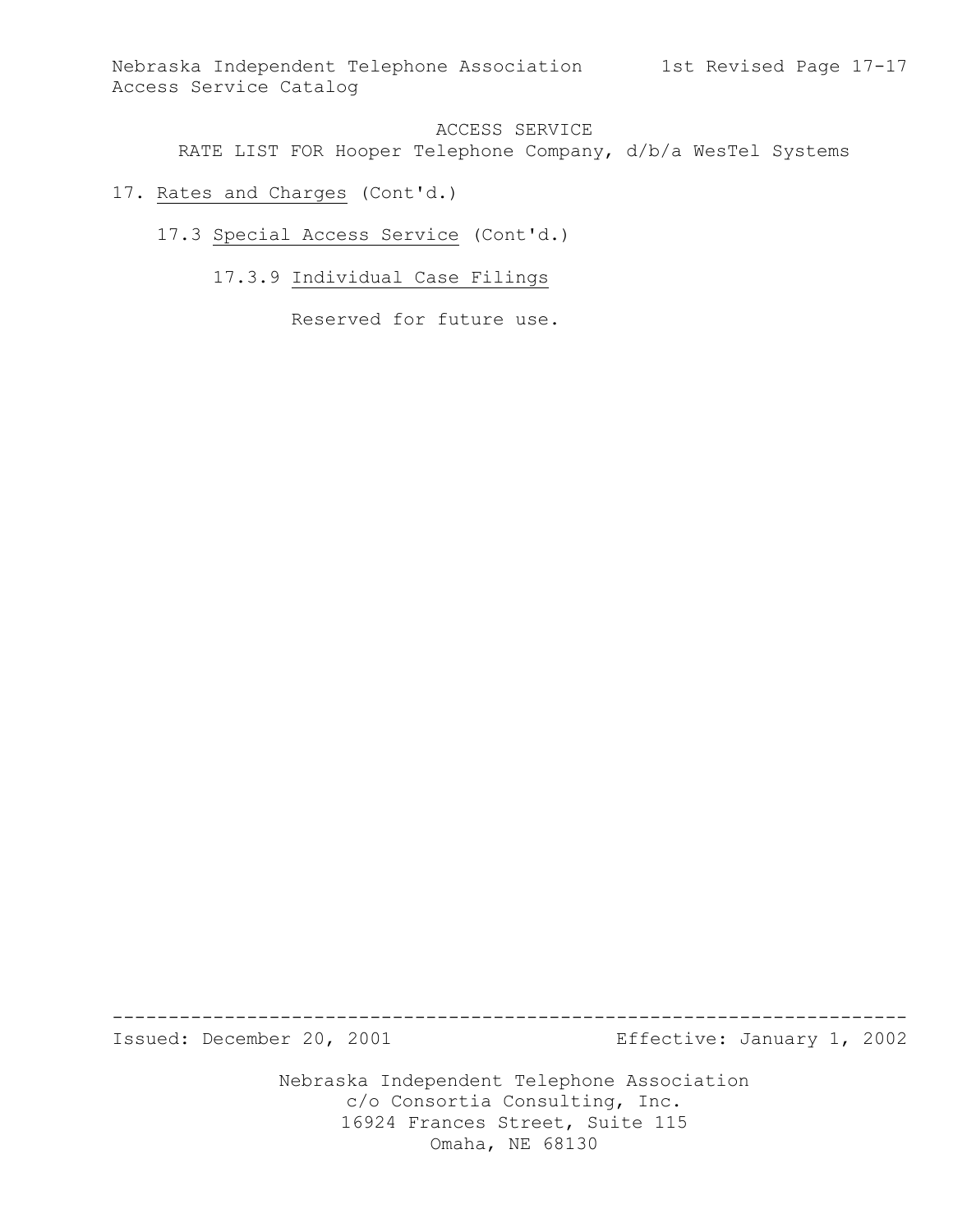ACCESS SERVICE

RATE LIST FOR Hooper Telephone Company, d/b/a WesTel Systems

17. Rates and Charges (Cont'd.)

17.3 Special Access Service (Cont'd.)

17.3.9 Individual Case Filings

Reserved for future use.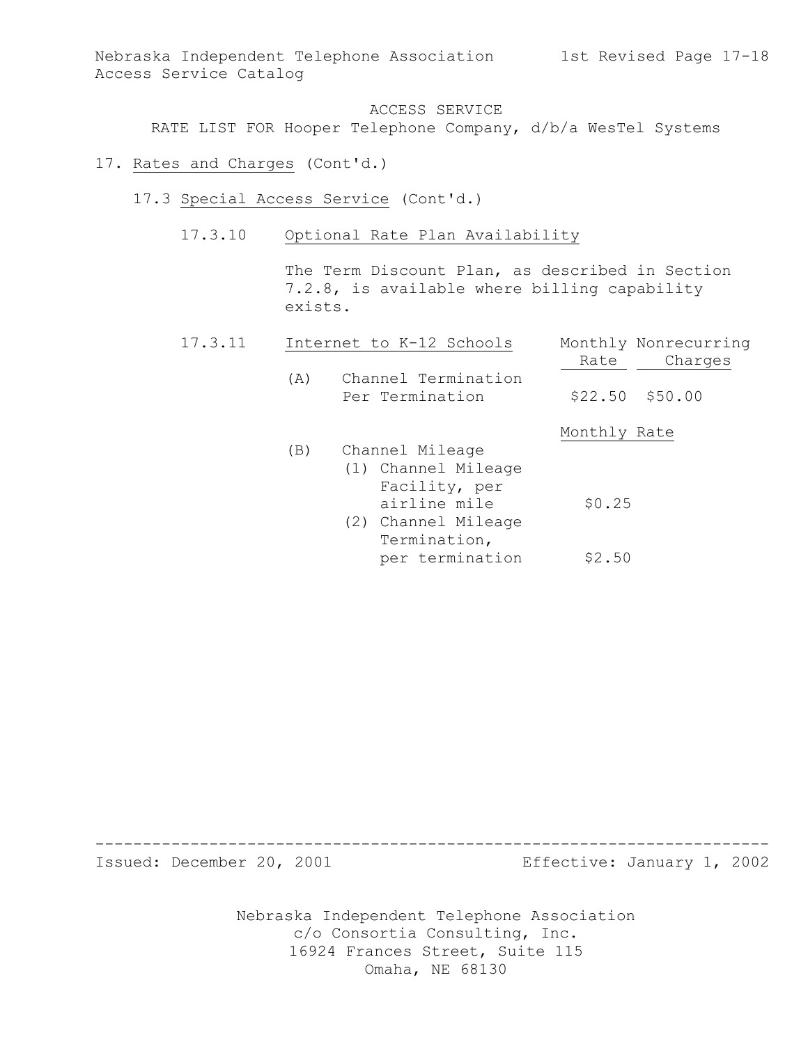ACCESS SERVICE

RATE LIST FOR Hooper Telephone Company, d/b/a WesTel Systems

17. Rates and Charges (Cont'd.)

17.3 Special Access Service (Cont'd.)

17.3.10 Optional Rate Plan Availability

The Term Discount Plan, as described in Section 7.2.8, is available where billing capability exists.

17.3.11 Internet to K-12 Schools

| | Monthly Rate | Nonrecurring Charges |
|---|---|---|
| (A) Channel Termination Per Termination | $22.50 | $50.00 |

| | Monthly Rate |
|---|---|
| (B) Channel Mileage | |
| (1) Channel Mileage Facility, per airline mile | $0.25 |
| (2) Channel Mileage Termination, per termination | $2.50 |

Issued: December 20, 2001 Effective: January 1, 2002

Nebraska Independent Telephone Association
c/o Consortia Consulting, Inc.
16924 Frances Street, Suite 115
Omaha, NE 68130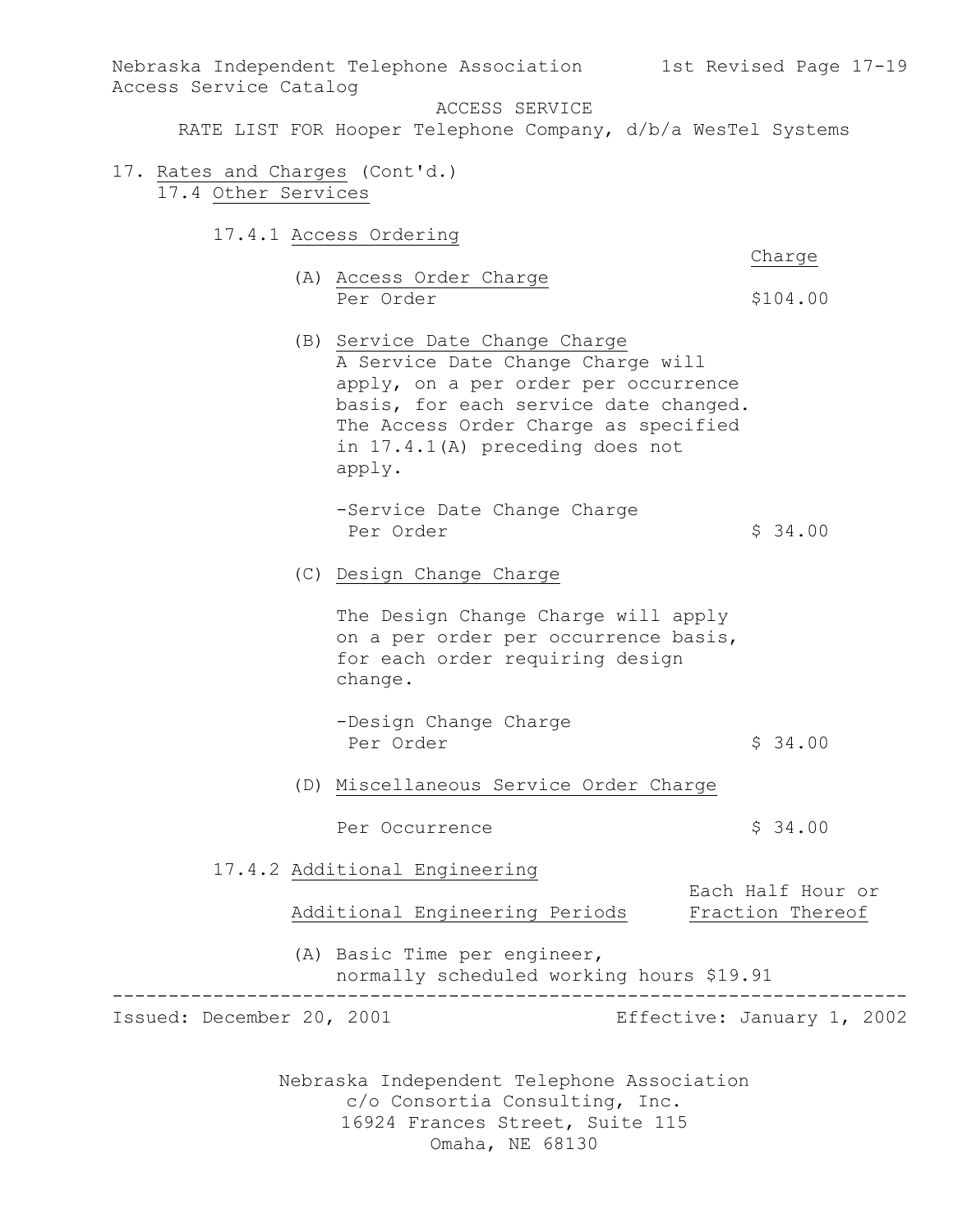ACCESS SERVICE

RATE LIST FOR Hooper Telephone Company, d/b/a WesTel Systems

17. Rates and Charges (Cont'd.)

17.4 Other Services

17.4.1 Access Ordering

| | Charge |
|---|---|
| (A) Access Order Charge<br>Per Order | $104.00 |

(B) Service Date Change Charge

A Service Date Change Charge will apply, on a per order per occurrence basis, for each service date changed. The Access Order Charge as specified in 17.4.1(A) preceding does not apply.

| | |
|---|---|
| -Service Date Change Charge<br>Per Order | $ 34.00 |

(C) Design Change Charge

The Design Change Charge will apply on a per order per occurrence basis, for each order requiring design change.

| | |
|---|---|
| -Design Change Charge<br>Per Order | $ 34.00 |

(D) Miscellaneous Service Order Charge

| | |
|---|---|
| Per Occurrence | $ 34.00 |

17.4.2 Additional Engineering

| Additional Engineering Periods | Each Half Hour or Fraction Thereof |
|---|---|
| (A) Basic Time per engineer, normally scheduled working hours | $19.91 |

Issued: December 20, 2001 Effective: January 1, 2002

Nebraska Independent Telephone Association
c/o Consortia Consulting, Inc.
16924 Frances Street, Suite 115
Omaha, NE 68130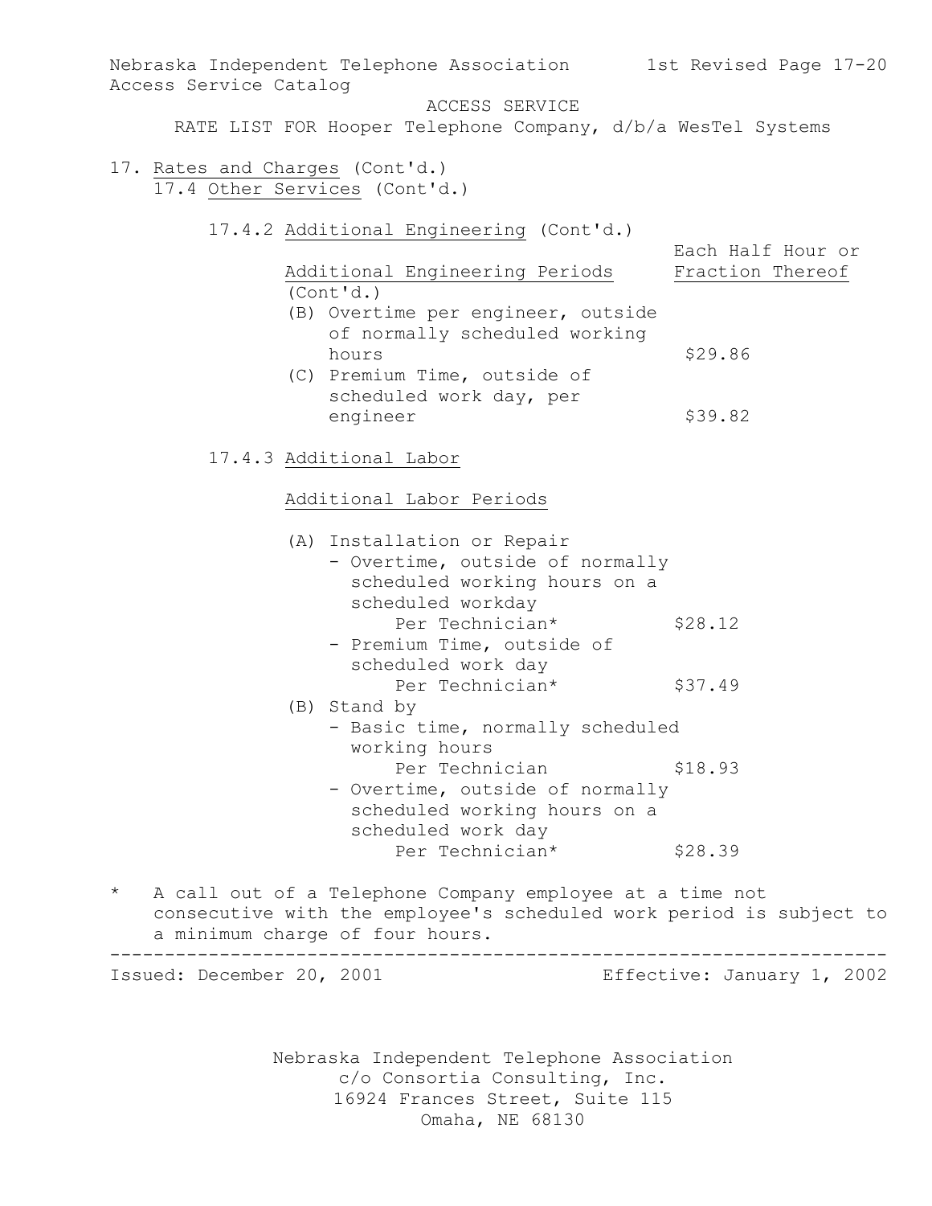17. Rates and Charges (Cont'd.)

17.4 Other Services (Cont'd.)

17.4.2 Additional Engineering (Cont'd.)

| Additional Engineering Periods (Cont'd.) | Each Half Hour or Fraction Thereof |
|---|---|
| (B) Overtime per engineer, outside of normally scheduled working hours | $29.86 |
| (C) Premium Time, outside of scheduled work day, per engineer | $39.82 |

17.4.3 Additional Labor

Additional Labor Periods

| | |
|---|---|
| (A) Installation or Repair | |
| - Overtime, outside of normally scheduled working hours on a scheduled workday Per Technician* | $28.12 |
| - Premium Time, outside of scheduled work day Per Technician* | $37.49 |
| (B) Stand by | |
| - Basic time, normally scheduled working hours Per Technician | $18.93 |
| - Overtime, outside of normally scheduled working hours on a scheduled work day Per Technician* | $28.39 |

\* A call out of a Telephone Company employee at a time not consecutive with the employee's scheduled work period is subject to a minimum charge of four hours.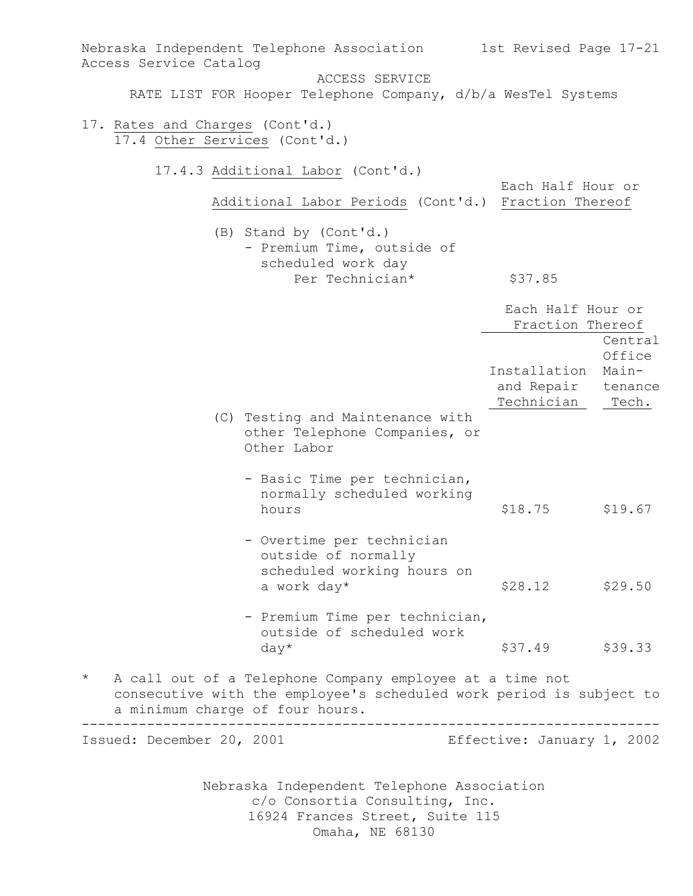Nebraska Independent Telephone Association — 1st Revised Page 17-21
Access Service Catalog

ACCESS SERVICE

RATE LIST FOR Hooper Telephone Company, d/b/a WesTel Systems

17. Rates and Charges (Cont'd.)

17.4 Other Services (Cont'd.)

17.4.3 Additional Labor (Cont'd.)

| Additional Labor Periods (Cont'd.) | Each Half Hour or Fraction Thereof |
|---|---|
| (B) Stand by (Cont'd.) | |
| - Premium Time, outside of scheduled work day Per Technician* | $37.85 |

| | Each Half Hour or Fraction Thereof | |
|---|---|---|
| | Installation and Repair Technician | Central Office Maintenance Tech. |
| (C) Testing and Maintenance with other Telephone Companies, or Other Labor | | |
| - Basic Time per technician, normally scheduled working hours | $18.75 | $19.67 |
| - Overtime per technician outside of normally scheduled working hours on a work day* | $28.12 | $29.50 |
| - Premium Time per technician, outside of scheduled work day* | $37.49 | $39.33 |

\* A call out of a Telephone Company employee at a time not consecutive with the employee's scheduled work period is subject to a minimum charge of four hours.

Issued: December 20, 2001 — Effective: January 1, 2002

Nebraska Independent Telephone Association
c/o Consortia Consulting, Inc.
16924 Frances Street, Suite 115
Omaha, NE 68130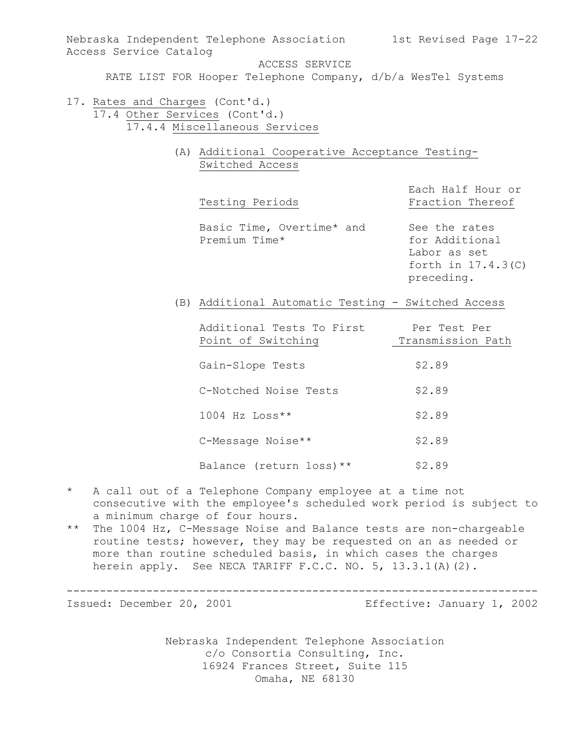ACCESS SERVICE

RATE LIST FOR Hooper Telephone Company, d/b/a WesTel Systems

17. Rates and Charges (Cont'd.)

17.4 Other Services (Cont'd.)

17.4.4 Miscellaneous Services

(A) Additional Cooperative Acceptance Testing-Switched Access

| Testing Periods | Each Half Hour or Fraction Thereof |
|---|---|
| Basic Time, Overtime* and Premium Time* | See the rates for Additional Labor as set forth in 17.4.3(C) preceding. |

(B) Additional Automatic Testing - Switched Access

| Additional Tests To First Point of Switching | Per Test Per Transmission Path |
|---|---|
| Gain-Slope Tests | $2.89 |
| C-Notched Noise Tests | $2.89 |
| 1004 Hz Loss** | $2.89 |
| C-Message Noise** | $2.89 |
| Balance (return loss)** | $2.89 |

\* A call out of a Telephone Company employee at a time not consecutive with the employee's scheduled work period is subject to a minimum charge of four hours.

\** The 1004 Hz, C-Message Noise and Balance tests are non-chargeable routine tests; however, they may be requested on an as needed or more than routine scheduled basis, in which cases the charges herein apply. See NECA TARIFF F.C.C. NO. 5, 13.3.1(A)(2).

Issued: December 20, 2001 Effective: January 1, 2002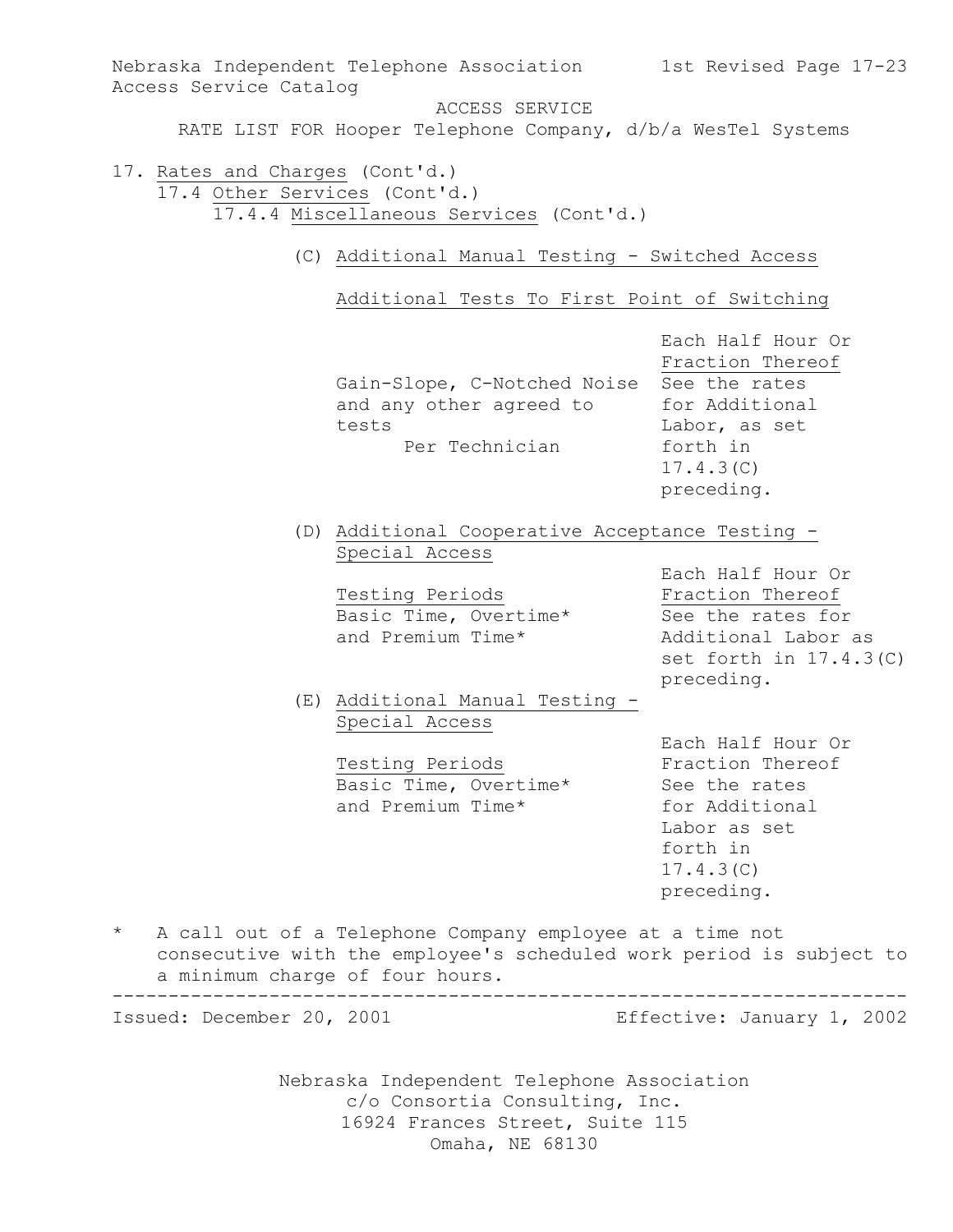ACCESS SERVICE

RATE LIST FOR Hooper Telephone Company, d/b/a WesTel Systems

17. Rates and Charges (Cont'd.)

17.4 Other Services (Cont'd.)

17.4.4 Miscellaneous Services (Cont'd.)

(C) Additional Manual Testing - Switched Access

Additional Tests To First Point of Switching

| | Each Half Hour Or Fraction Thereof |
|---|---|
| Gain-Slope, C-Notched Noise and any other agreed to tests Per Technician | See the rates for Additional Labor, as set forth in 17.4.3(C) preceding. |

(D) Additional Cooperative Acceptance Testing - Special Access

| Testing Periods | Each Half Hour Or Fraction Thereof |
|---|---|
| Basic Time, Overtime* and Premium Time* | See the rates for Additional Labor as set forth in 17.4.3(C) preceding. |

(E) Additional Manual Testing - Special Access

| Testing Periods | Each Half Hour Or Fraction Thereof |
|---|---|
| Basic Time, Overtime* and Premium Time* | See the rates for Additional Labor as set forth in 17.4.3(C) preceding. |

* A call out of a Telephone Company employee at a time not consecutive with the employee's scheduled work period is subject to a minimum charge of four hours.

Issued: December 20, 2001 Effective: January 1, 2002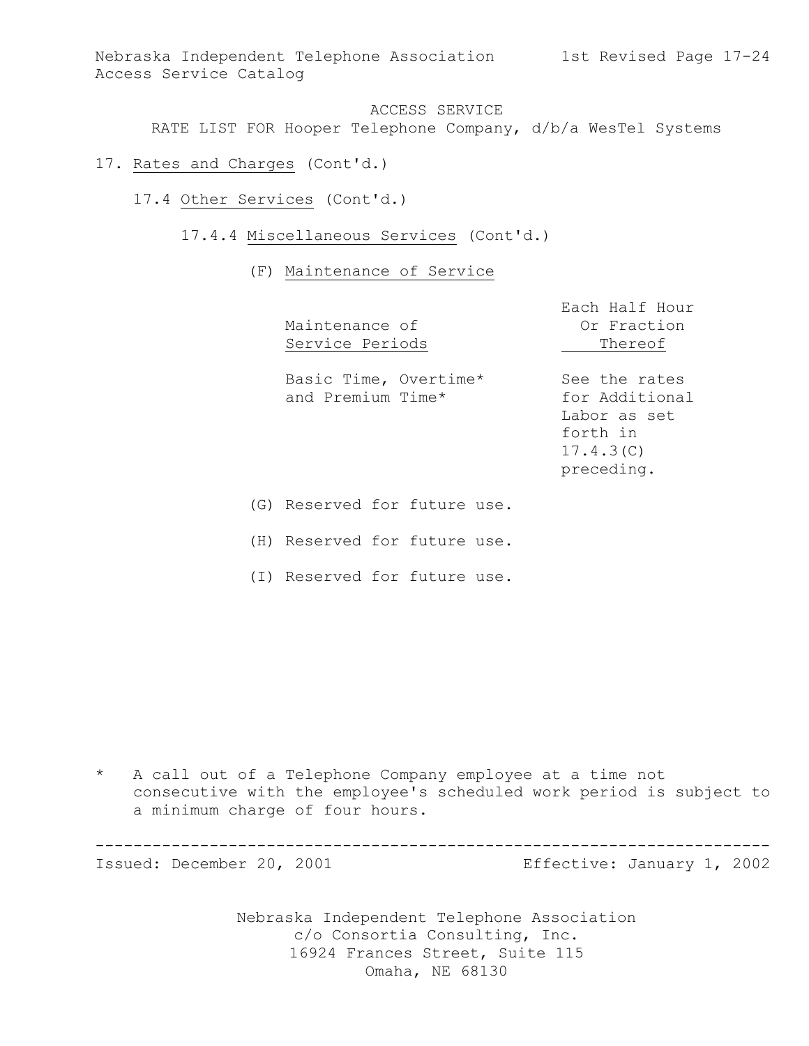ACCESS SERVICE

RATE LIST FOR Hooper Telephone Company, d/b/a WesTel Systems

17. Rates and Charges (Cont'd.)

17.4 Other Services (Cont'd.)

17.4.4 Miscellaneous Services (Cont'd.)

(F) Maintenance of Service

| Maintenance of Service Periods | Each Half Hour Or Fraction Thereof |
|---|---|
| Basic Time, Overtime* and Premium Time* | See the rates for Additional Labor as set forth in 17.4.3(C) preceding. |

(G) Reserved for future use.

(H) Reserved for future use.

(I) Reserved for future use.

\* A call out of a Telephone Company employee at a time not consecutive with the employee's scheduled work period is subject to a minimum charge of four hours.

Issued: December 20, 2001 Effective: January 1, 2002

Nebraska Independent Telephone Association
c/o Consortia Consulting, Inc.
16924 Frances Street, Suite 115
Omaha, NE 68130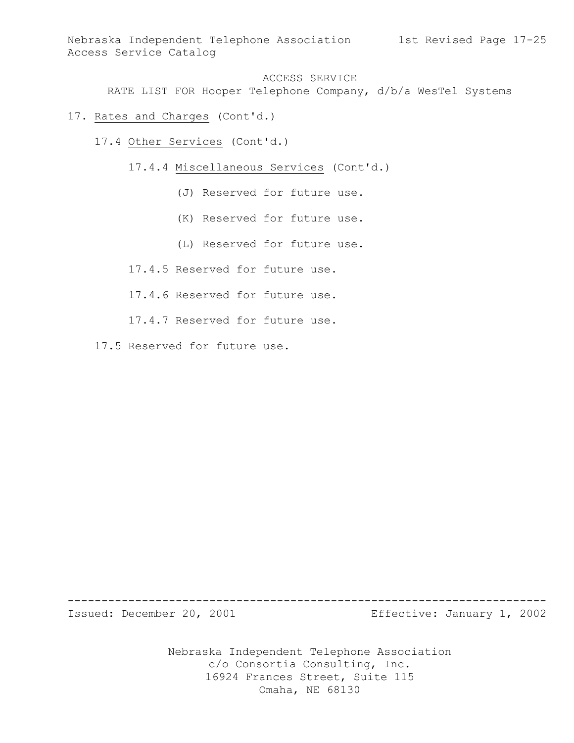ACCESS SERVICE

RATE LIST FOR Hooper Telephone Company, d/b/a WesTel Systems

17. Rates and Charges (Cont'd.)

17.4 Other Services (Cont'd.)

17.4.4 Miscellaneous Services (Cont'd.)

(J) Reserved for future use.

(K) Reserved for future use.

(L) Reserved for future use.

17.4.5 Reserved for future use.

17.4.6 Reserved for future use.

17.4.7 Reserved for future use.

17.5 Reserved for future use.

Issued: December 20, 2001 Effective: January 1, 2002

Nebraska Independent Telephone Association
c/o Consortia Consulting, Inc.
16924 Frances Street, Suite 115
Omaha, NE 68130